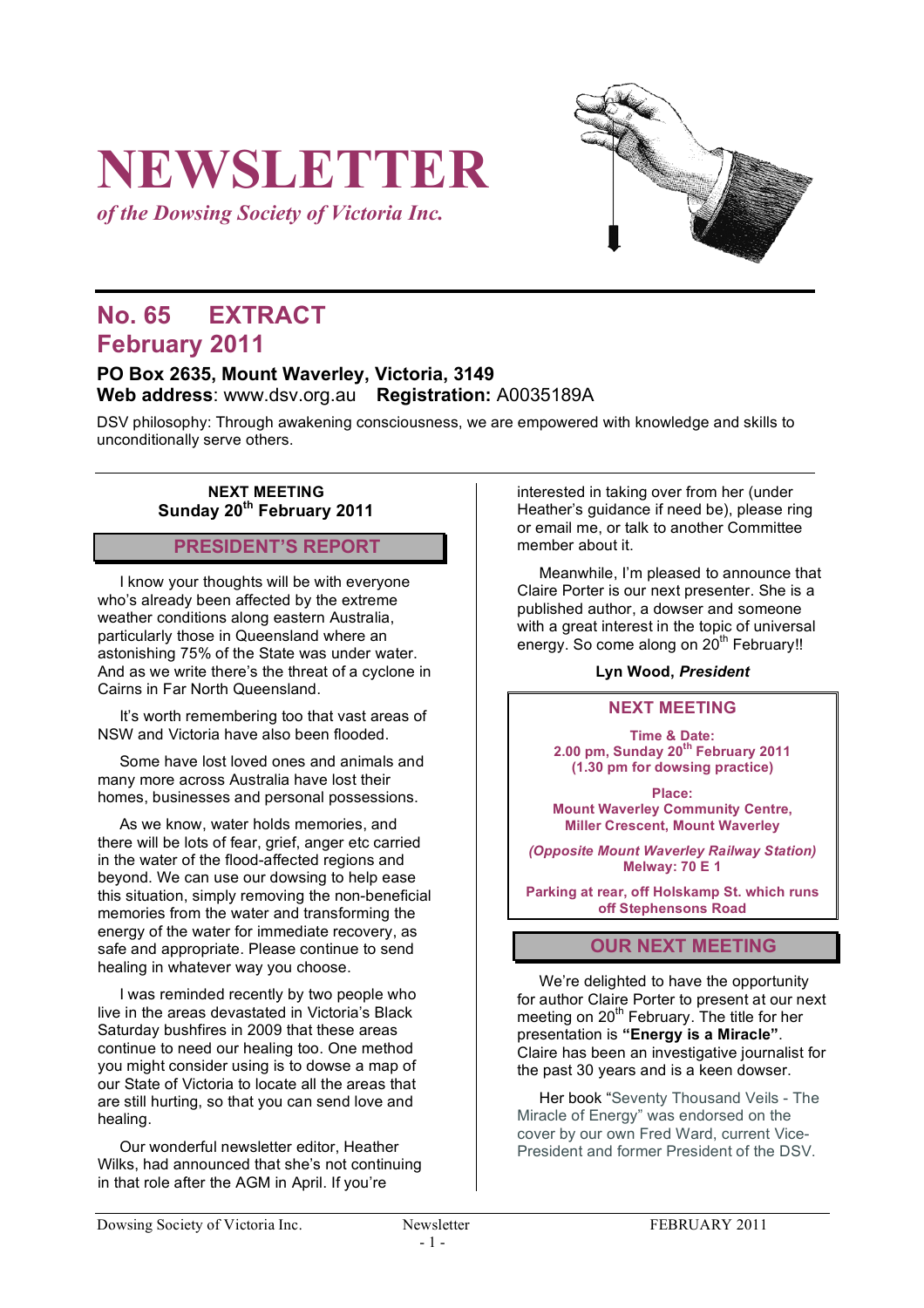# NEWSLETTER

*of the Dowsing Society of Victoria Inc.*

## No. 65 EXTRACT
## February 2011

**PO Box 2635, Mount Waverley, Victoria, 3149**
**Web address**: www.dsv.org.au **Registration:** A0035189A

DSV philosophy: Through awakening consciousness, we are empowered with knowledge and skills to unconditionally serve others.

**NEXT MEETING**
**Sunday 20th February 2011**

### PRESIDENT'S REPORT

I know your thoughts will be with everyone who's already been affected by the extreme weather conditions along eastern Australia, particularly those in Queensland where an astonishing 75% of the State was under water. And as we write there's the threat of a cyclone in Cairns in Far North Queensland.

It's worth remembering too that vast areas of NSW and Victoria have also been flooded.

Some have lost loved ones and animals and many more across Australia have lost their homes, businesses and personal possessions.

As we know, water holds memories, and there will be lots of fear, grief, anger etc carried in the water of the flood-affected regions and beyond. We can use our dowsing to help ease this situation, simply removing the non-beneficial memories from the water and transforming the energy of the water for immediate recovery, as safe and appropriate. Please continue to send healing in whatever way you choose.

I was reminded recently by two people who live in the areas devastated in Victoria's Black Saturday bushfires in 2009 that these areas continue to need our healing too. One method you might consider using is to dowse a map of our State of Victoria to locate all the areas that are still hurting, so that you can send love and healing.

Our wonderful newsletter editor, Heather Wilks, had announced that she's not continuing in that role after the AGM in April. If you're interested in taking over from her (under Heather's guidance if need be), please ring or email me, or talk to another Committee member about it.

Meanwhile, I'm pleased to announce that Claire Porter is our next presenter. She is a published author, a dowser and someone with a great interest in the topic of universal energy. So come along on 20th February!!

**Lyn Wood, *President***

### NEXT MEETING

**Time & Date:**
**2.00 pm, Sunday 20th February 2011**
**(1.30 pm for dowsing practice)**

**Place:**
**Mount Waverley Community Centre, Miller Crescent, Mount Waverley**

***(Opposite Mount Waverley Railway Station)***
**Melway: 70 E 1**

**Parking at rear, off Holskamp St. which runs off Stephensons Road**

### OUR NEXT MEETING

We're delighted to have the opportunity for author Claire Porter to present at our next meeting on 20th February. The title for her presentation is **"Energy is a Miracle"**. Claire has been an investigative journalist for the past 30 years and is a keen dowser.

Her book "Seventy Thousand Veils - The Miracle of Energy" was endorsed on the cover by our own Fred Ward, current Vice-President and former President of the DSV.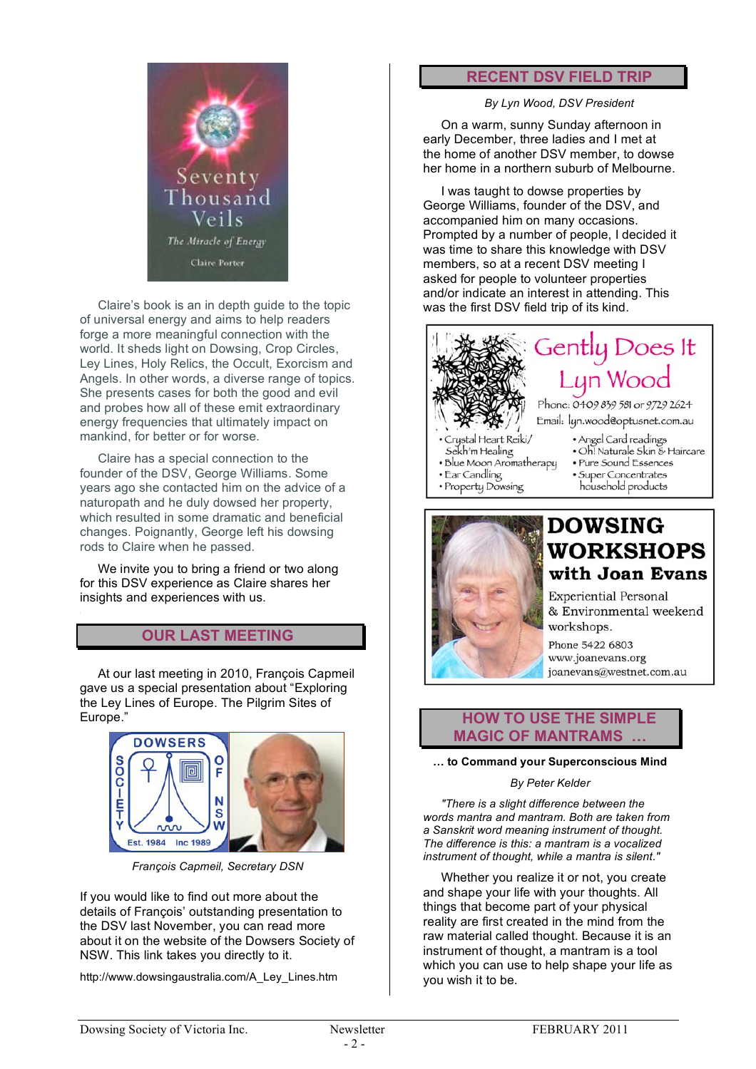Claire's book is an in depth guide to the topic of universal energy and aims to help readers forge a more meaningful connection with the world. It sheds light on Dowsing, Crop Circles, Ley Lines, Holy Relics, the Occult, Exorcism and Angels. In other words, a diverse range of topics. She presents cases for both the good and evil and probes how all of these emit extraordinary energy frequencies that ultimately impact on mankind, for better or for worse.

Claire has a special connection to the founder of the DSV, George Williams. Some years ago she contacted him on the advice of a naturopath and he duly dowsed her property, which resulted in some dramatic and beneficial changes. Poignantly, George left his dowsing rods to Claire when he passed.

We invite you to bring a friend or two along for this DSV experience as Claire shares her insights and experiences with us.

## OUR LAST MEETING

At our last meeting in 2010, François Capmeil gave us a special presentation about "Exploring the Ley Lines of Europe. The Pilgrim Sites of Europe."

*François Capmeil, Secretary DSN*

If you would like to find out more about the details of François' outstanding presentation to the DSV last November, you can read more about it on the website of the Dowsers Society of NSW. This link takes you directly to it.

http://www.dowsingaustralia.com/A_Ley_Lines.htm

## RECENT DSV FIELD TRIP

*By Lyn Wood, DSV President*

On a warm, sunny Sunday afternoon in early December, three ladies and I met at the home of another DSV member, to dowse her home in a northern suburb of Melbourne.

I was taught to dowse properties by George Williams, founder of the DSV, and accompanied him on many occasions. Prompted by a number of people, I decided it was time to share this knowledge with DSV members, so at a recent DSV meeting I asked for people to volunteer properties and/or indicate an interest in attending. This was the first DSV field trip of its kind.

**Gently Does It**
**Lyn Wood**
Phone: 0409 859 581 or 9729 2624
Email: lyn.wood@optusnet.com.au

- Crystal Heart Reiki/ Sekh'm Healing
- Blue Moon Aromatherapy
- Ear Candling
- Property Dowsing
- Angel Card readings
- Oh! Naturale Skin & Haircare
- Pure Sound Essences
- Super Concentrates household products

**DOWSING WORKSHOPS with Joan Evans**

Experiential Personal & Environmental weekend workshops.

Phone 5422 6803
www.joanevans.org
joanevans@westnet.com.au

## HOW TO USE THE SIMPLE MAGIC OF MANTRAMS …

**… to Command your Superconscious Mind**

*By Peter Kelder*

*"There is a slight difference between the words mantra and mantram. Both are taken from a Sanskrit word meaning instrument of thought. The difference is this: a mantram is a vocalized instrument of thought, while a mantra is silent."*

Whether you realize it or not, you create and shape your life with your thoughts. All things that become part of your physical reality are first created in the mind from the raw material called thought. Because it is an instrument of thought, a mantram is a tool which you can use to help shape your life as you wish it to be.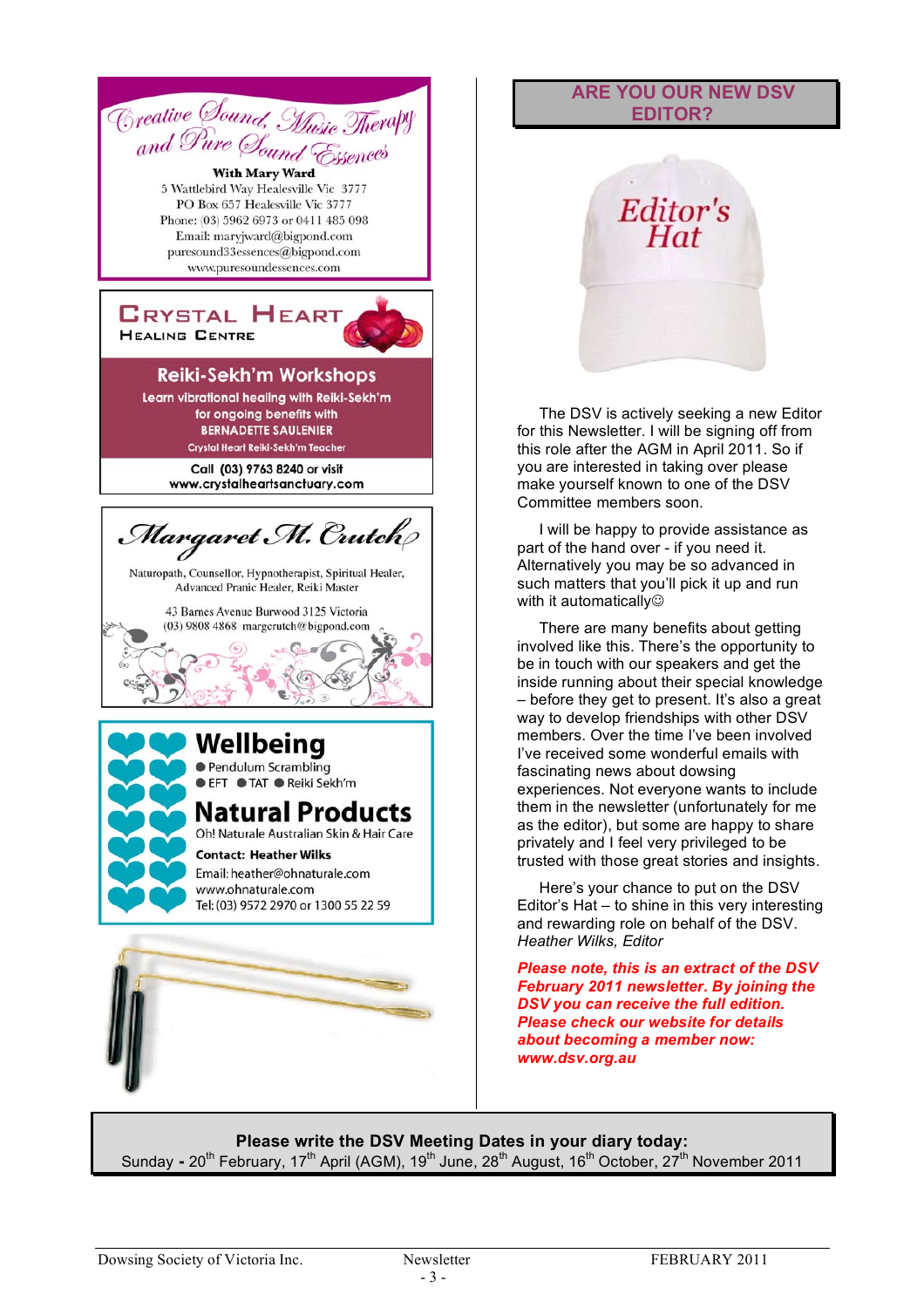**Creative Sound, Music Therapy and Pure Sound Essences**

**With Mary Ward**

5 Wattlebird Way Healesville Vic 3777
PO Box 657 Healesville Vic 3777
Phone: (03) 5962 6973 or 0411 485 098
Email: maryjward@bigpond.com
puresound33essences@bigpond.com
www.puresoundessences.com

**CRYSTAL HEART**
**HEALING CENTRE**

**Reiki-Sekh'm Workshops**

Learn vibrational healing with Reiki-Sekh'm for ongoing benefits with BERNADETTE SAULENIER
Crystal Heart Reiki-Sekh'm Teacher

Call (03) 9763 8240 or visit
www.crystalheartsanctuary.com

**Margaret M. Crutch**

Naturopath, Counsellor, Hypnotherapist, Spiritual Healer, Advanced Pranic Healer, Reiki Master

43 Barnes Avenue Burwood 3125 Victoria
(03) 9808 4868 margcrutch@bigpond.com

**Wellbeing**

- Pendulum Scrambling
- EFT
- TAT
- Reiki Sekh'm

**Natural Products**

Oh! Naturale Australian Skin & Hair Care

**Contact: Heather Wilks**
Email: heather@ohnaturale.com
www.ohnaturale.com
Tel: (03) 9572 2970 or 1300 55 22 59

## ARE YOU OUR NEW DSV EDITOR?

Editor's Hat

The DSV is actively seeking a new Editor for this Newsletter. I will be signing off from this role after the AGM in April 2011. So if you are interested in taking over please make yourself known to one of the DSV Committee members soon.

I will be happy to provide assistance as part of the hand over - if you need it. Alternatively you may be so advanced in such matters that you'll pick it up and run with it automatically☺

There are many benefits about getting involved like this. There's the opportunity to be in touch with our speakers and get the inside running about their special knowledge – before they get to present. It's also a great way to develop friendships with other DSV members. Over the time I've been involved I've received some wonderful emails with fascinating news about dowsing experiences. Not everyone wants to include them in the newsletter (unfortunately for me as the editor), but some are happy to share privately and I feel very privileged to be trusted with those great stories and insights.

Here's your chance to put on the DSV Editor's Hat – to shine in this very interesting and rewarding role on behalf of the DSV.
*Heather Wilks, Editor*

***Please note, this is an extract of the DSV February 2011 newsletter. By joining the DSV you can receive the full edition. Please check our website for details about becoming a member now: www.dsv.org.au***

**Please write the DSV Meeting Dates in your diary today:**
Sunday - 20th February, 17th April (AGM), 19th June, 28th August, 16th October, 27th November 2011